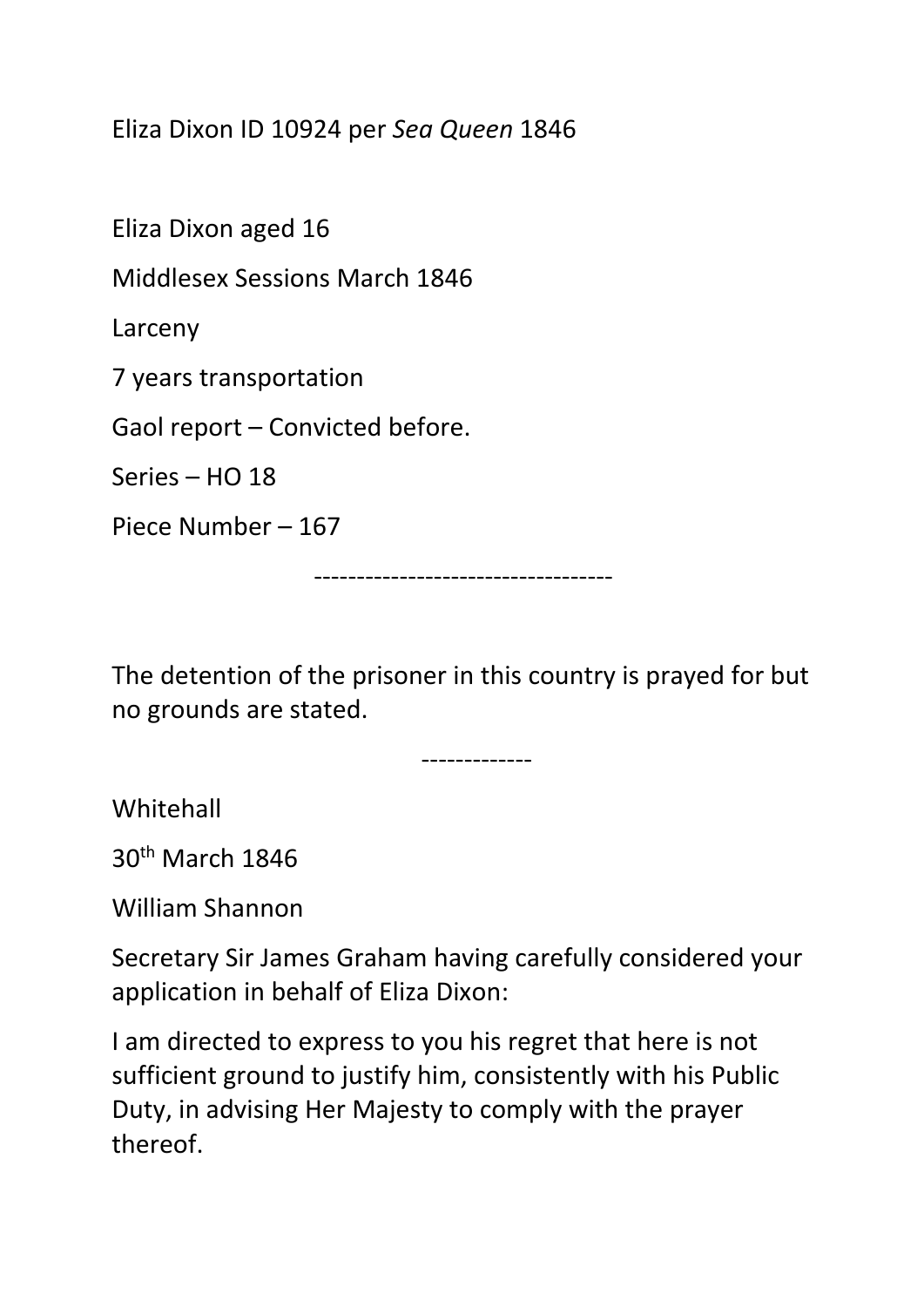Eliza Dixon ID 10924 per *Sea Queen* 1846

Eliza Dixon aged 16

Middlesex Sessions March 1846

Larceny

7 years transportation

Gaol report – Convicted before.

Series – HO 18

Piece Number – 167

----------------------------------

The detention of the prisoner in this country is prayed for but no grounds are stated.

-------------

Whitehall

30th March 1846

William Shannon

Secretary Sir James Graham having carefully considered your application in behalf of Eliza Dixon:

I am directed to express to you his regret that here is not sufficient ground to justify him, consistently with his Public Duty, in advising Her Majesty to comply with the prayer thereof.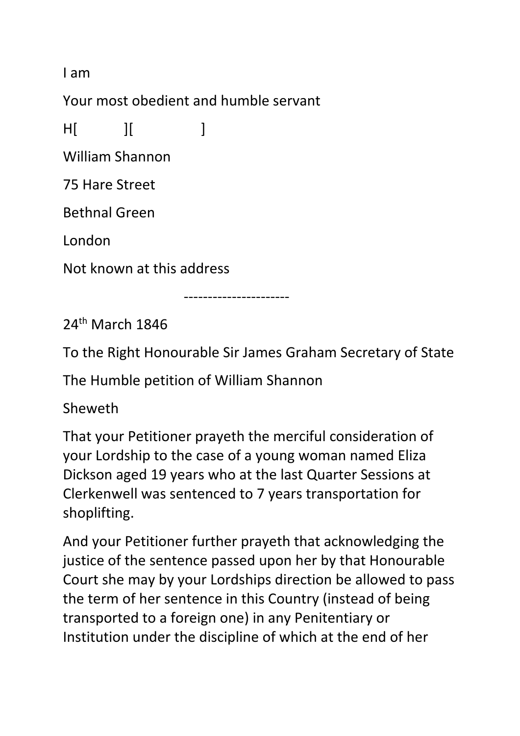I am

Your most obedient and humble servant

H[ ][ ]

William Shannon

75 Hare Street

Bethnal Green

London

Not known at this address

----------------------

24th March 1846

To the Right Honourable Sir James Graham Secretary of State

The Humble petition of William Shannon

Sheweth

That your Petitioner prayeth the merciful consideration of your Lordship to the case of a young woman named Eliza Dickson aged 19 years who at the last Quarter Sessions at Clerkenwell was sentenced to 7 years transportation for shoplifting.

And your Petitioner further prayeth that acknowledging the justice of the sentence passed upon her by that Honourable Court she may by your Lordships direction be allowed to pass the term of her sentence in this Country (instead of being transported to a foreign one) in any Penitentiary or Institution under the discipline of which at the end of her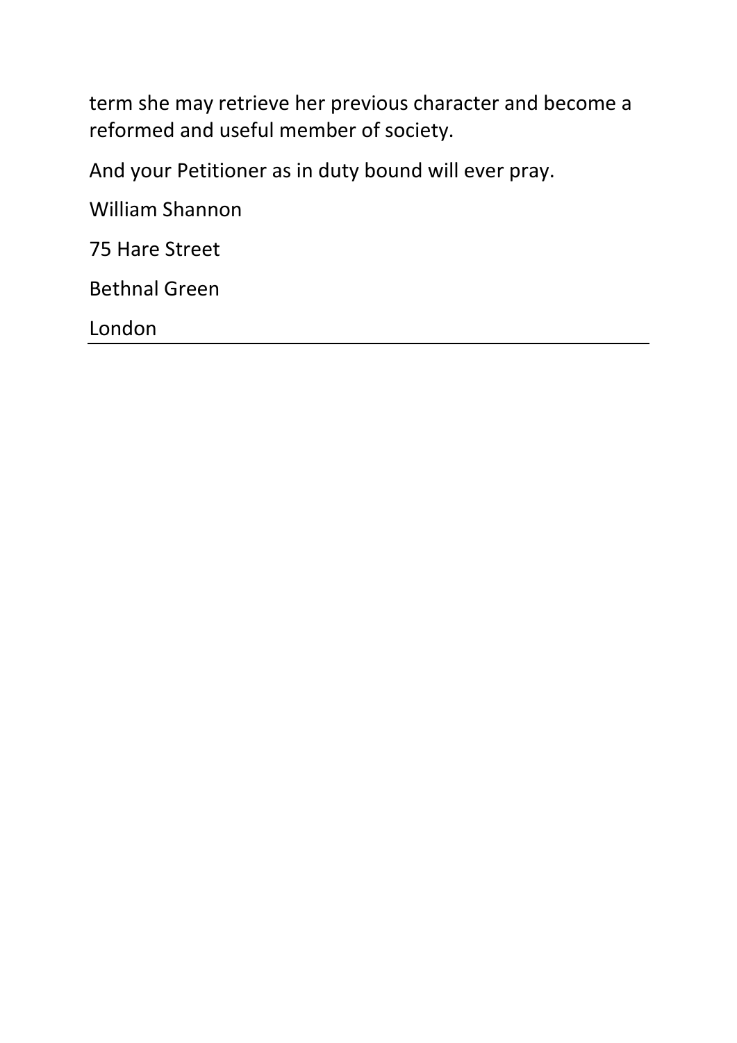term she may retrieve her previous character and become a reformed and useful member of society.

And your Petitioner as in duty bound will ever pray.

William Shannon

75 Hare Street

Bethnal Green

London